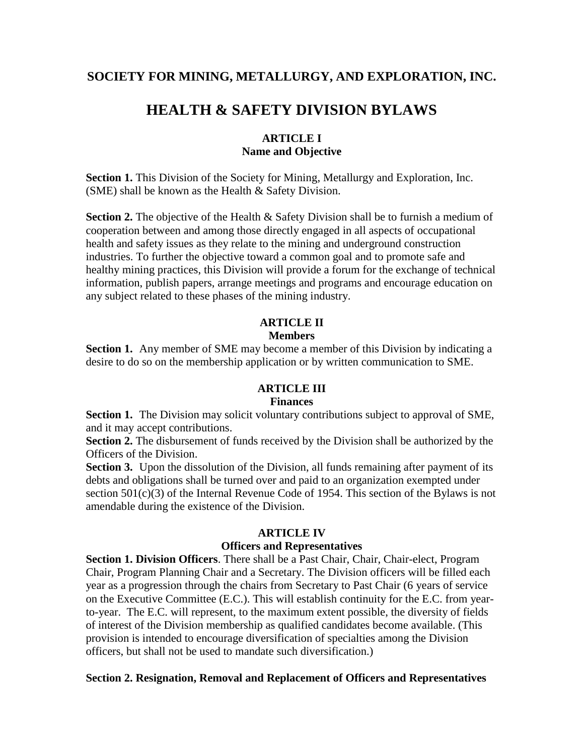## SOCIETY FOR MINING, METALLURGY, AND EXPLORATION, INC.

# HEALTH & SAFETY DIVISION BYLAWS

### ARTICLE I
### Name and Objective

**Section 1.** This Division of the Society for Mining, Metallurgy and Exploration, Inc. (SME) shall be known as the Health & Safety Division.

**Section 2.** The objective of the Health & Safety Division shall be to furnish a medium of cooperation between and among those directly engaged in all aspects of occupational health and safety issues as they relate to the mining and underground construction industries. To further the objective toward a common goal and to promote safe and healthy mining practices, this Division will provide a forum for the exchange of technical information, publish papers, arrange meetings and programs and encourage education on any subject related to these phases of the mining industry.

### ARTICLE II
### Members

**Section 1.** Any member of SME may become a member of this Division by indicating a desire to do so on the membership application or by written communication to SME.

### ARTICLE III
### Finances

**Section 1.** The Division may solicit voluntary contributions subject to approval of SME, and it may accept contributions.

**Section 2.** The disbursement of funds received by the Division shall be authorized by the Officers of the Division.

**Section 3.** Upon the dissolution of the Division, all funds remaining after payment of its debts and obligations shall be turned over and paid to an organization exempted under section 501(c)(3) of the Internal Revenue Code of 1954. This section of the Bylaws is not amendable during the existence of the Division.

### ARTICLE IV
### Officers and Representatives

**Section 1. Division Officers**. There shall be a Past Chair, Chair, Chair-elect, Program Chair, Program Planning Chair and a Secretary. The Division officers will be filled each year as a progression through the chairs from Secretary to Past Chair (6 years of service on the Executive Committee (E.C.). This will establish continuity for the E.C. from year-to-year. The E.C. will represent, to the maximum extent possible, the diversity of fields of interest of the Division membership as qualified candidates become available. (This provision is intended to encourage diversification of specialties among the Division officers, but shall not be used to mandate such diversification.)

**Section 2. Resignation, Removal and Replacement of Officers and Representatives**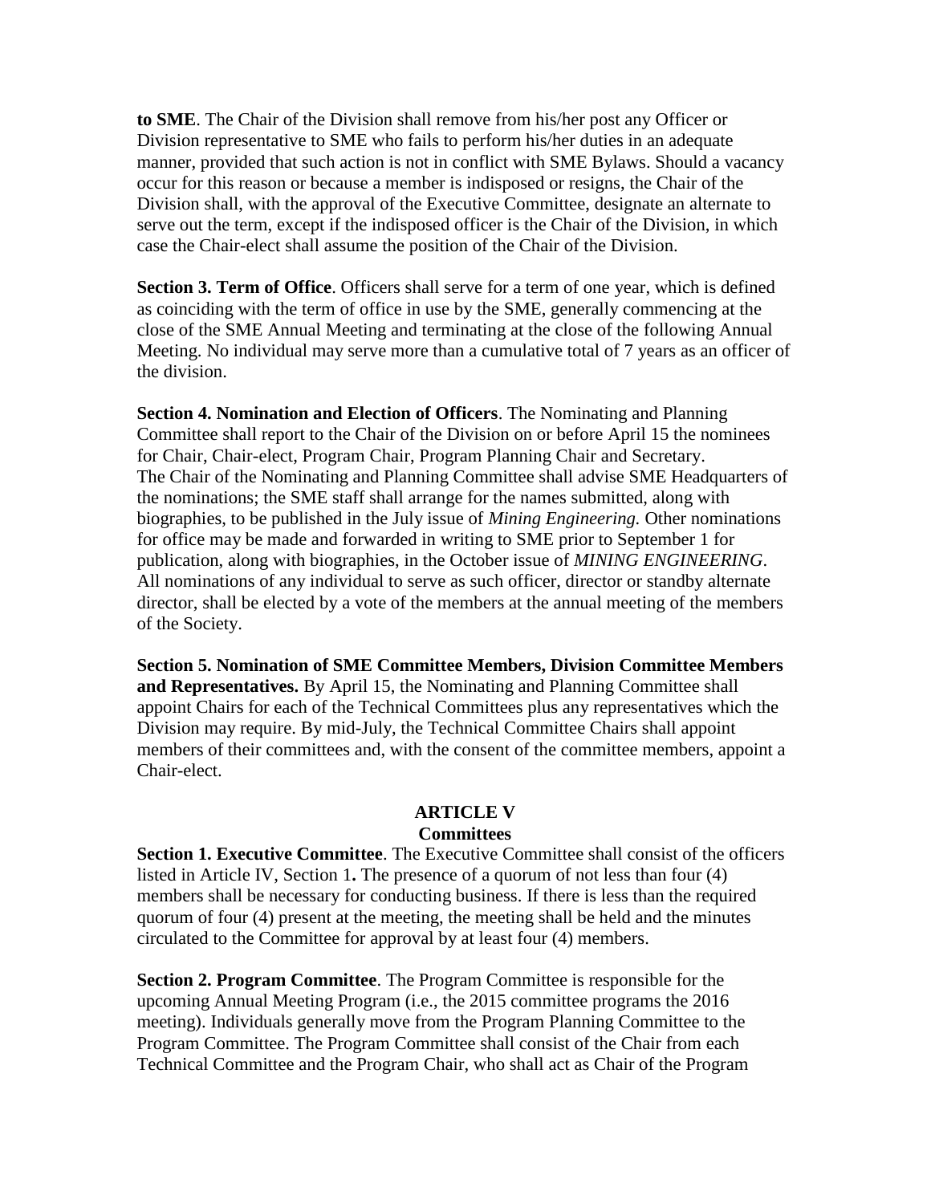**to SME**. The Chair of the Division shall remove from his/her post any Officer or Division representative to SME who fails to perform his/her duties in an adequate manner, provided that such action is not in conflict with SME Bylaws. Should a vacancy occur for this reason or because a member is indisposed or resigns, the Chair of the Division shall, with the approval of the Executive Committee, designate an alternate to serve out the term, except if the indisposed officer is the Chair of the Division, in which case the Chair-elect shall assume the position of the Chair of the Division.

**Section 3. Term of Office**. Officers shall serve for a term of one year, which is defined as coinciding with the term of office in use by the SME, generally commencing at the close of the SME Annual Meeting and terminating at the close of the following Annual Meeting. No individual may serve more than a cumulative total of 7 years as an officer of the division.

**Section 4. Nomination and Election of Officers**. The Nominating and Planning Committee shall report to the Chair of the Division on or before April 15 the nominees for Chair, Chair-elect, Program Chair, Program Planning Chair and Secretary. The Chair of the Nominating and Planning Committee shall advise SME Headquarters of the nominations; the SME staff shall arrange for the names submitted, along with biographies, to be published in the July issue of *Mining Engineering.* Other nominations for office may be made and forwarded in writing to SME prior to September 1 for publication, along with biographies, in the October issue of *MINING ENGINEERING*. All nominations of any individual to serve as such officer, director or standby alternate director, shall be elected by a vote of the members at the annual meeting of the members of the Society.

**Section 5. Nomination of SME Committee Members, Division Committee Members and Representatives.** By April 15, the Nominating and Planning Committee shall appoint Chairs for each of the Technical Committees plus any representatives which the Division may require. By mid-July, the Technical Committee Chairs shall appoint members of their committees and, with the consent of the committee members, appoint a Chair-elect.

## ARTICLE V
## Committees

**Section 1. Executive Committee**. The Executive Committee shall consist of the officers listed in Article IV, Section 1**.** The presence of a quorum of not less than four (4) members shall be necessary for conducting business. If there is less than the required quorum of four (4) present at the meeting, the meeting shall be held and the minutes circulated to the Committee for approval by at least four (4) members.

**Section 2. Program Committee**. The Program Committee is responsible for the upcoming Annual Meeting Program (i.e., the 2015 committee programs the 2016 meeting). Individuals generally move from the Program Planning Committee to the Program Committee. The Program Committee shall consist of the Chair from each Technical Committee and the Program Chair, who shall act as Chair of the Program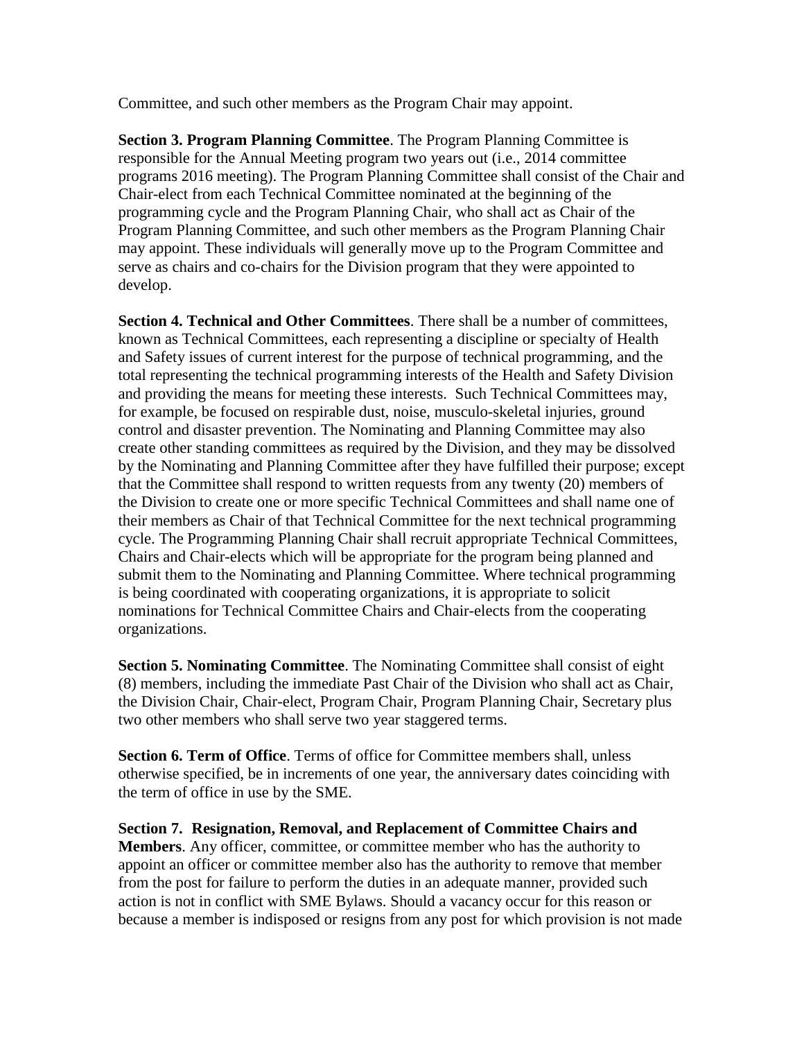Committee, and such other members as the Program Chair may appoint.

**Section 3. Program Planning Committee**. The Program Planning Committee is responsible for the Annual Meeting program two years out (i.e., 2014 committee programs 2016 meeting). The Program Planning Committee shall consist of the Chair and Chair-elect from each Technical Committee nominated at the beginning of the programming cycle and the Program Planning Chair, who shall act as Chair of the Program Planning Committee, and such other members as the Program Planning Chair may appoint. These individuals will generally move up to the Program Committee and serve as chairs and co-chairs for the Division program that they were appointed to develop.

**Section 4. Technical and Other Committees**. There shall be a number of committees, known as Technical Committees, each representing a discipline or specialty of Health and Safety issues of current interest for the purpose of technical programming, and the total representing the technical programming interests of the Health and Safety Division and providing the means for meeting these interests. Such Technical Committees may, for example, be focused on respirable dust, noise, musculo-skeletal injuries, ground control and disaster prevention. The Nominating and Planning Committee may also create other standing committees as required by the Division, and they may be dissolved by the Nominating and Planning Committee after they have fulfilled their purpose; except that the Committee shall respond to written requests from any twenty (20) members of the Division to create one or more specific Technical Committees and shall name one of their members as Chair of that Technical Committee for the next technical programming cycle. The Programming Planning Chair shall recruit appropriate Technical Committees, Chairs and Chair-elects which will be appropriate for the program being planned and submit them to the Nominating and Planning Committee. Where technical programming is being coordinated with cooperating organizations, it is appropriate to solicit nominations for Technical Committee Chairs and Chair-elects from the cooperating organizations.

**Section 5. Nominating Committee**. The Nominating Committee shall consist of eight (8) members, including the immediate Past Chair of the Division who shall act as Chair, the Division Chair, Chair-elect, Program Chair, Program Planning Chair, Secretary plus two other members who shall serve two year staggered terms.

**Section 6. Term of Office**. Terms of office for Committee members shall, unless otherwise specified, be in increments of one year, the anniversary dates coinciding with the term of office in use by the SME.

**Section 7. Resignation, Removal, and Replacement of Committee Chairs and Members**. Any officer, committee, or committee member who has the authority to appoint an officer or committee member also has the authority to remove that member from the post for failure to perform the duties in an adequate manner, provided such action is not in conflict with SME Bylaws. Should a vacancy occur for this reason or because a member is indisposed or resigns from any post for which provision is not made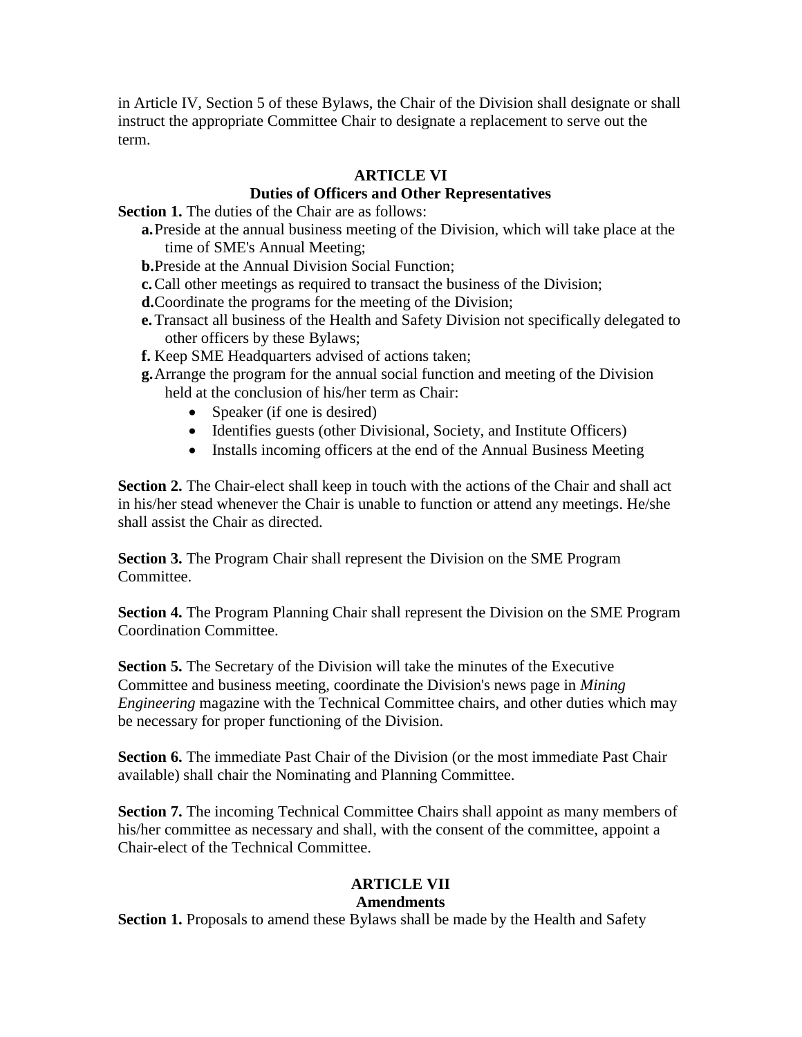in Article IV, Section 5 of these Bylaws, the Chair of the Division shall designate or shall instruct the appropriate Committee Chair to designate a replacement to serve out the term.

## ARTICLE VI
## Duties of Officers and Other Representatives

**Section 1.** The duties of the Chair are as follows:

- **a.** Preside at the annual business meeting of the Division, which will take place at the time of SME's Annual Meeting;
- **b.** Preside at the Annual Division Social Function;
- **c.** Call other meetings as required to transact the business of the Division;
- **d.** Coordinate the programs for the meeting of the Division;
- **e.** Transact all business of the Health and Safety Division not specifically delegated to other officers by these Bylaws;
- **f.** Keep SME Headquarters advised of actions taken;
- **g.** Arrange the program for the annual social function and meeting of the Division held at the conclusion of his/her term as Chair:
  - Speaker (if one is desired)
  - Identifies guests (other Divisional, Society, and Institute Officers)
  - Installs incoming officers at the end of the Annual Business Meeting

**Section 2.** The Chair-elect shall keep in touch with the actions of the Chair and shall act in his/her stead whenever the Chair is unable to function or attend any meetings. He/she shall assist the Chair as directed.

**Section 3.** The Program Chair shall represent the Division on the SME Program Committee.

**Section 4.** The Program Planning Chair shall represent the Division on the SME Program Coordination Committee.

**Section 5.** The Secretary of the Division will take the minutes of the Executive Committee and business meeting, coordinate the Division's news page in *Mining Engineering* magazine with the Technical Committee chairs, and other duties which may be necessary for proper functioning of the Division.

**Section 6.** The immediate Past Chair of the Division (or the most immediate Past Chair available) shall chair the Nominating and Planning Committee.

**Section 7.** The incoming Technical Committee Chairs shall appoint as many members of his/her committee as necessary and shall, with the consent of the committee, appoint a Chair-elect of the Technical Committee.

## ARTICLE VII
## Amendments

**Section 1.** Proposals to amend these Bylaws shall be made by the Health and Safety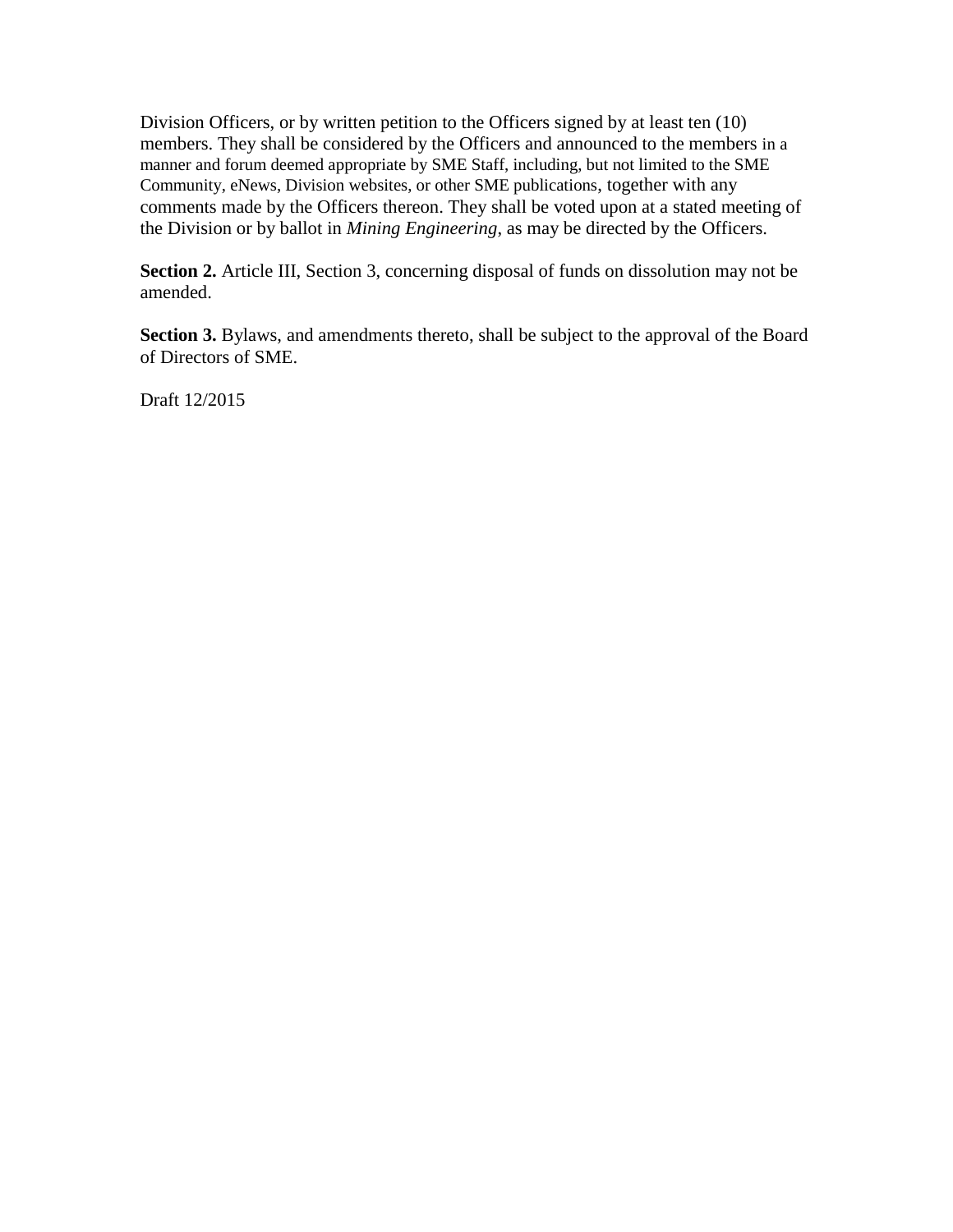Division Officers, or by written petition to the Officers signed by at least ten (10) members. They shall be considered by the Officers and announced to the members in a manner and forum deemed appropriate by SME Staff, including, but not limited to the SME Community, eNews, Division websites, or other SME publications, together with any comments made by the Officers thereon. They shall be voted upon at a stated meeting of the Division or by ballot in *Mining Engineering*, as may be directed by the Officers.

**Section 2.** Article III, Section 3, concerning disposal of funds on dissolution may not be amended.

**Section 3.** Bylaws, and amendments thereto, shall be subject to the approval of the Board of Directors of SME.

Draft 12/2015